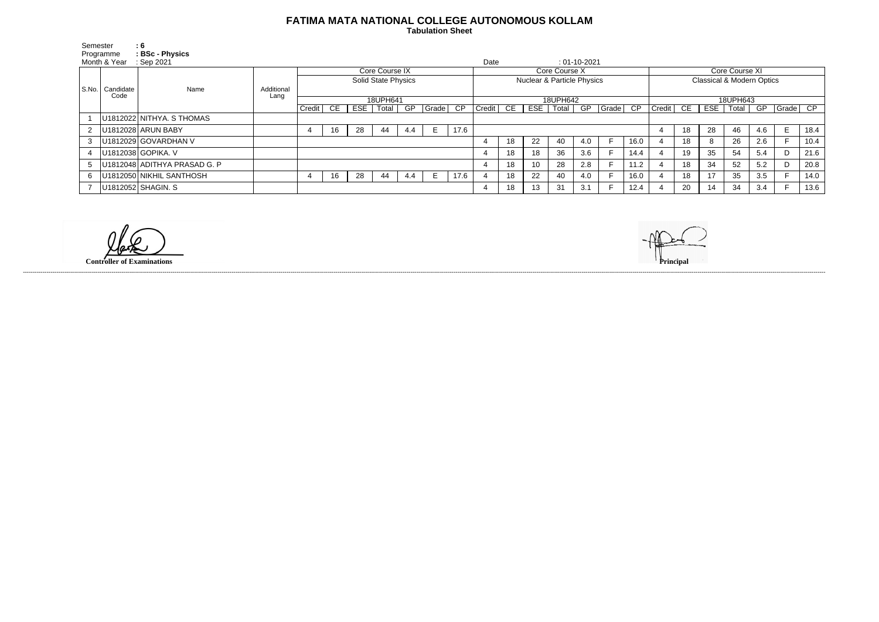# FATIMA MATA NATIONAL COLLEGE AUTONOMOUS KOLLAM

**Tabulation Sheet**

Semester : 6
Programme : BSc - Physics
Month & Year : Sep 2021
Date : 01-10-2021

| S.No. | Candidate Code | Name | Additional Lang | Core Course IX | | | | | | | Core Course X | | | | | | | Core Course XI | | | | | | |
|---|---|---|---|---|---|---|---|---|---|---|---|---|---|---|---|---|---|---|---|---|---|---|---|---|
| | | | | Solid State Physics | | | | | | | Nuclear & Particle Physics | | | | | | | Classical & Modern Optics | | | | | | |
| | | | | 18UPH641 | | | | | | | 18UPH642 | | | | | | | 18UPH643 | | | | | | |
| | | | | Credit | CE | ESE | Total | GP | Grade | CP | Credit | CE | ESE | Total | GP | Grade | CP | Credit | CE | ESE | Total | GP | Grade | CP |
| 1 | U1812022 | NITHYA. S THOMAS | | | | | | | | | | | | | | | | | | | | | | |
| 2 | U1812028 | ARUN BABY | | 4 | 16 | 28 | 44 | 4.4 | E | 17.6 | | | | | | | | 4 | 18 | 28 | 46 | 4.6 | E | 18.4 |
| 3 | U1812029 | GOVARDHAN V | | | | | | | | | 4 | 18 | 22 | 40 | 4.0 | F | 16.0 | 4 | 18 | 8 | 26 | 2.6 | F | 10.4 |
| 4 | U1812038 | GOPIKA. V | | | | | | | | | 4 | 18 | 18 | 36 | 3.6 | F | 14.4 | 4 | 19 | 35 | 54 | 5.4 | D | 21.6 |
| 5 | U1812048 | ADITHYA PRASAD G. P | | | | | | | | | 4 | 18 | 10 | 28 | 2.8 | F | 11.2 | 4 | 18 | 34 | 52 | 5.2 | D | 20.8 |
| 6 | U1812050 | NIKHIL SANTHOSH | | 4 | 16 | 28 | 44 | 4.4 | E | 17.6 | 4 | 18 | 22 | 40 | 4.0 | F | 16.0 | 4 | 18 | 17 | 35 | 3.5 | F | 14.0 |
| 7 | U1812052 | SHAGIN. S | | | | | | | | | 4 | 18 | 13 | 31 | 3.1 | F | 12.4 | 4 | 20 | 14 | 34 | 3.4 | F | 13.6 |

**Controller of Examinations**

**Principal**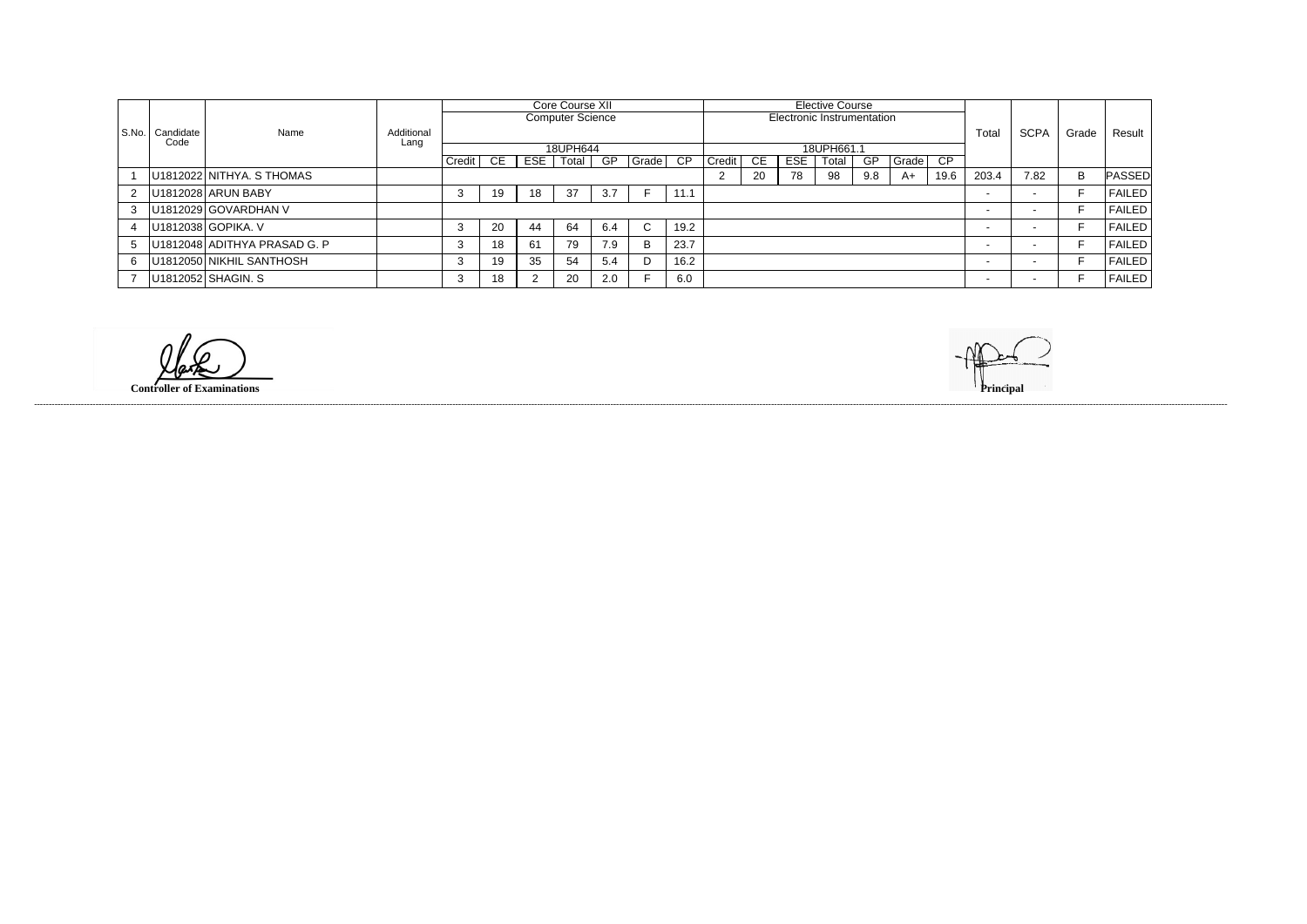| S.No. | Candidate Code | Name | Additional Lang | Core Course XII Computer Science 18UPH644 | | | | | | | Elective Course Electronic Instrumentation 18UPH661.1 | | | | | | | Total | SCPA | Grade | Result |
|---|---|---|---|---|---|---|---|---|---|---|---|---|---|---|---|---|---|---|---|---|---|
| | | | | Credit | CE | ESE | Total | GP | Grade | CP | Credit | CE | ESE | Total | GP | Grade | CP | | | | |
| 1 | U1812022 | NITHYA. S THOMAS | | | | | | | | | 2 | 20 | 78 | 98 | 9.8 | A+ | 19.6 | 203.4 | 7.82 | B | PASSED |
| 2 | U1812028 | ARUN BABY | | 3 | 19 | 18 | 37 | 3.7 | F | 11.1 | | | | | | | | - | - | F | FAILED |
| 3 | U1812029 | GOVARDHAN V | | | | | | | | | | | | | | | | - | - | F | FAILED |
| 4 | U1812038 | GOPIKA. V | | 3 | 20 | 44 | 64 | 6.4 | C | 19.2 | | | | | | | | - | - | F | FAILED |
| 5 | U1812048 | ADITHYA PRASAD G. P | | 3 | 18 | 61 | 79 | 7.9 | B | 23.7 | | | | | | | | - | - | F | FAILED |
| 6 | U1812050 | NIKHIL SANTHOSH | | 3 | 19 | 35 | 54 | 5.4 | D | 16.2 | | | | | | | | - | - | F | FAILED |
| 7 | U1812052 | SHAGIN. S | | 3 | 18 | 2 | 20 | 2.0 | F | 6.0 | | | | | | | | - | - | F | FAILED |

**Controller of Examinations**

**Principal**